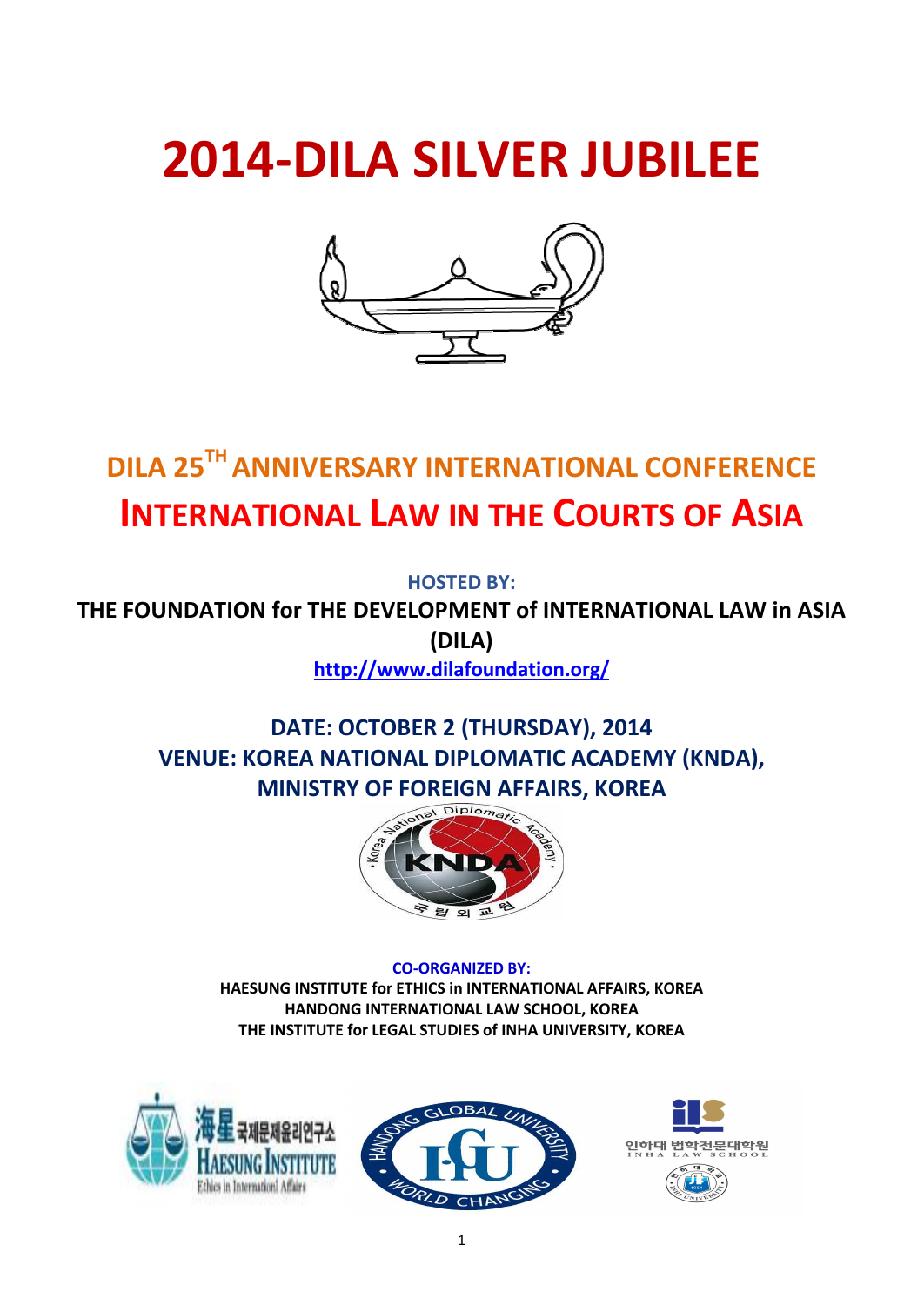# 2014-DILA SILVER JUBILEE

## DILA 25TH ANNIVERSARY INTERNATIONAL CONFERENCE

## INTERNATIONAL LAW IN THE COURTS OF ASIA

**HOSTED BY:**

**THE FOUNDATION for THE DEVELOPMENT of INTERNATIONAL LAW in ASIA (DILA)**

**http://www.dilafoundation.org/**

**DATE: OCTOBER 2 (THURSDAY), 2014**

**VENUE: KOREA NATIONAL DIPLOMATIC ACADEMY (KNDA), MINISTRY OF FOREIGN AFFAIRS, KOREA**

**CO-ORGANIZED BY:**

**HAESUNG INSTITUTE for ETHICS in INTERNATIONAL AFFAIRS, KOREA**

**HANDONG INTERNATIONAL LAW SCHOOL, KOREA**

**THE INSTITUTE for LEGAL STUDIES of INHA UNIVERSITY, KOREA**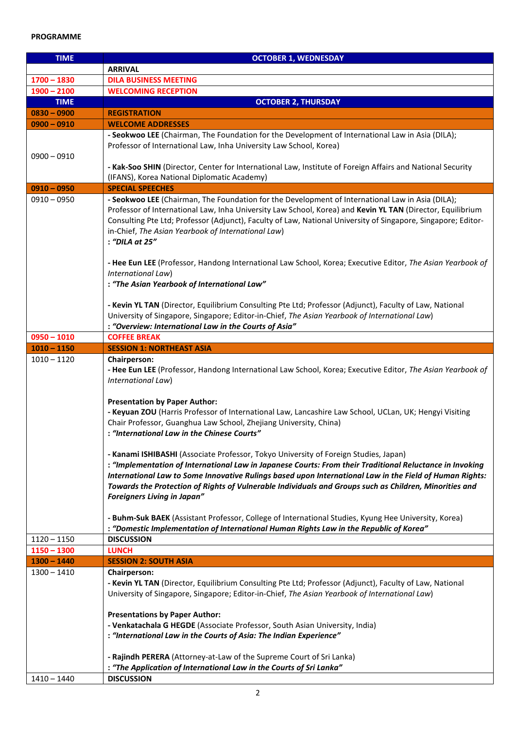**PROGRAMME**

| TIME | OCTOBER 1, WEDNESDAY |
|---|---|
| | **ARRIVAL** |
| **1700 – 1830** | **DILA BUSINESS MEETING** |
| **1900 – 2100** | **WELCOMING RECEPTION** |
| **TIME** | **OCTOBER 2, THURSDAY** |
| **0830 – 0900** | **REGISTRATION** |
| **0900 – 0910** | **WELCOME ADDRESSES** |
| 0900 – 0910 | - **Seokwoo LEE** (Chairman, The Foundation for the Development of International Law in Asia (DILA); Professor of International Law, Inha University Law School, Korea)<br><br>- **Kak-Soo SHIN** (Director, Center for International Law, Institute of Foreign Affairs and National Security (IFANS), Korea National Diplomatic Academy) |
| **0910 – 0950** | **SPECIAL SPEECHES** |
| 0910 – 0950 | - **Seokwoo LEE** (Chairman, The Foundation for the Development of International Law in Asia (DILA); Professor of International Law, Inha University Law School, Korea) and **Kevin YL TAN** (Director, Equilibrium Consulting Pte Ltd; Professor (Adjunct), Faculty of Law, National University of Singapore, Singapore; Editor-in-Chief, *The Asian Yearbook of International Law*)<br>: ***"DILA at 25"***<br><br>- **Hee Eun LEE** (Professor, Handong International Law School, Korea; Executive Editor, *The Asian Yearbook of International Law*)<br>: ***"The Asian Yearbook of International Law"***<br><br>- **Kevin YL TAN** (Director, Equilibrium Consulting Pte Ltd; Professor (Adjunct), Faculty of Law, National University of Singapore, Singapore; Editor-in-Chief, *The Asian Yearbook of International Law*)<br>: ***"Overview: International Law in the Courts of Asia"*** |
| **0950 – 1010** | **COFFEE BREAK** |
| **1010 – 1150** | **SESSION 1: NORTHEAST ASIA** |
| 1010 – 1120 | **Chairperson:**<br>- **Hee Eun LEE** (Professor, Handong International Law School, Korea; Executive Editor, *The Asian Yearbook of International Law*)<br><br>**Presentation by Paper Author:**<br>- **Keyuan ZOU** (Harris Professor of International Law, Lancashire Law School, UCLan, UK; Hengyi Visiting Chair Professor, Guanghua Law School, Zhejiang University, China)<br>: ***"International Law in the Chinese Courts"***<br><br>- **Kanami ISHIBASHI** (Associate Professor, Tokyo University of Foreign Studies, Japan)<br>: ***"Implementation of International Law in Japanese Courts: From their Traditional Reluctance in Invoking International Law to Some Innovative Rulings based upon International Law in the Field of Human Rights: Towards the Protection of Rights of Vulnerable Individuals and Groups such as Children, Minorities and Foreigners Living in Japan"***<br><br>- **Buhm-Suk BAEK** (Assistant Professor, College of International Studies, Kyung Hee University, Korea)<br>: ***"Domestic Implementation of International Human Rights Law in the Republic of Korea"*** |
| 1120 – 1150 | **DISCUSSION** |
| **1150 – 1300** | **LUNCH** |
| **1300 – 1440** | **SESSION 2: SOUTH ASIA** |
| 1300 – 1410 | **Chairperson:**<br>- **Kevin YL TAN** (Director, Equilibrium Consulting Pte Ltd; Professor (Adjunct), Faculty of Law, National University of Singapore, Singapore; Editor-in-Chief, *The Asian Yearbook of International Law*)<br><br>**Presentations by Paper Author:**<br>- **Venkatachala G HEGDE** (Associate Professor, South Asian University, India)<br>: ***"International Law in the Courts of Asia: The Indian Experience"***<br><br>- **Rajindh PERERA** (Attorney-at-Law of the Supreme Court of Sri Lanka)<br>: ***"The Application of International Law in the Courts of Sri Lanka"*** |
| 1410 – 1440 | **DISCUSSION** |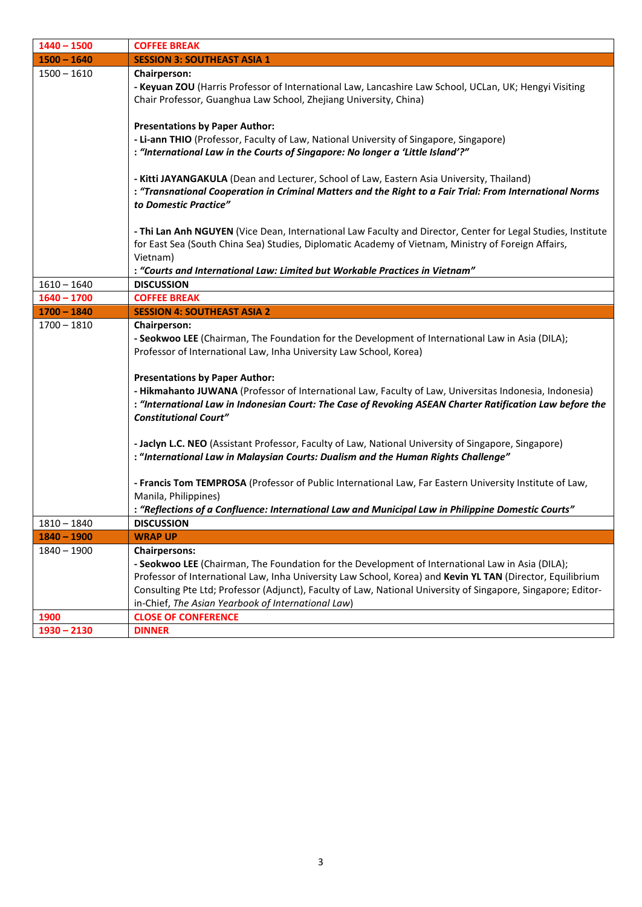| | |
|---|---|
| **1440 – 1500** | **COFFEE BREAK** |
| **1500 – 1640** | **SESSION 3: SOUTHEAST ASIA 1** |
| 1500 – 1610 | **Chairperson:**<br>**- Keyuan ZOU** (Harris Professor of International Law, Lancashire Law School, UCLan, UK; Hengyi Visiting Chair Professor, Guanghua Law School, Zhejiang University, China)<br><br>**Presentations by Paper Author:**<br>**- Li-ann THIO** (Professor, Faculty of Law, National University of Singapore, Singapore)<br>**: *"International Law in the Courts of Singapore: No longer a 'Little Island'?"***<br><br>**- Kitti JAYANGAKULA** (Dean and Lecturer, School of Law, Eastern Asia University, Thailand)<br>**: *"Transnational Cooperation in Criminal Matters and the Right to a Fair Trial: From International Norms to Domestic Practice"***<br><br>**- Thi Lan Anh NGUYEN** (Vice Dean, International Law Faculty and Director, Center for Legal Studies, Institute for East Sea (South China Sea) Studies, Diplomatic Academy of Vietnam, Ministry of Foreign Affairs, Vietnam)<br>**: *"Courts and International Law: Limited but Workable Practices in Vietnam"*** |
| 1610 – 1640 | **DISCUSSION** |
| **1640 – 1700** | **COFFEE BREAK** |
| **1700 – 1840** | **SESSION 4: SOUTHEAST ASIA 2** |
| 1700 – 1810 | **Chairperson:**<br>**- Seokwoo LEE** (Chairman, The Foundation for the Development of International Law in Asia (DILA); Professor of International Law, Inha University Law School, Korea)<br><br>**Presentations by Paper Author:**<br>**- Hikmahanto JUWANA** (Professor of International Law, Faculty of Law, Universitas Indonesia, Indonesia)<br>**: *"International Law in Indonesian Court: The Case of Revoking ASEAN Charter Ratification Law before the Constitutional Court"***<br><br>**- Jaclyn L.C. NEO** (Assistant Professor, Faculty of Law, National University of Singapore, Singapore)<br>**: *"International Law in Malaysian Courts: Dualism and the Human Rights Challenge"***<br><br>**- Francis Tom TEMPROSA** (Professor of Public International Law, Far Eastern University Institute of Law, Manila, Philippines)<br>**: *"Reflections of a Confluence: International Law and Municipal Law in Philippine Domestic Courts"*** |
| 1810 – 1840 | **DISCUSSION** |
| **1840 – 1900** | **WRAP UP** |
| 1840 – 1900 | **Chairpersons:**<br>**- Seokwoo LEE** (Chairman, The Foundation for the Development of International Law in Asia (DILA); Professor of International Law, Inha University Law School, Korea) and **Kevin YL TAN** (Director, Equilibrium Consulting Pte Ltd; Professor (Adjunct), Faculty of Law, National University of Singapore, Singapore; Editor-in-Chief, *The Asian Yearbook of International Law*) |
| **1900** | **CLOSE OF CONFERENCE** |
| **1930 – 2130** | **DINNER** |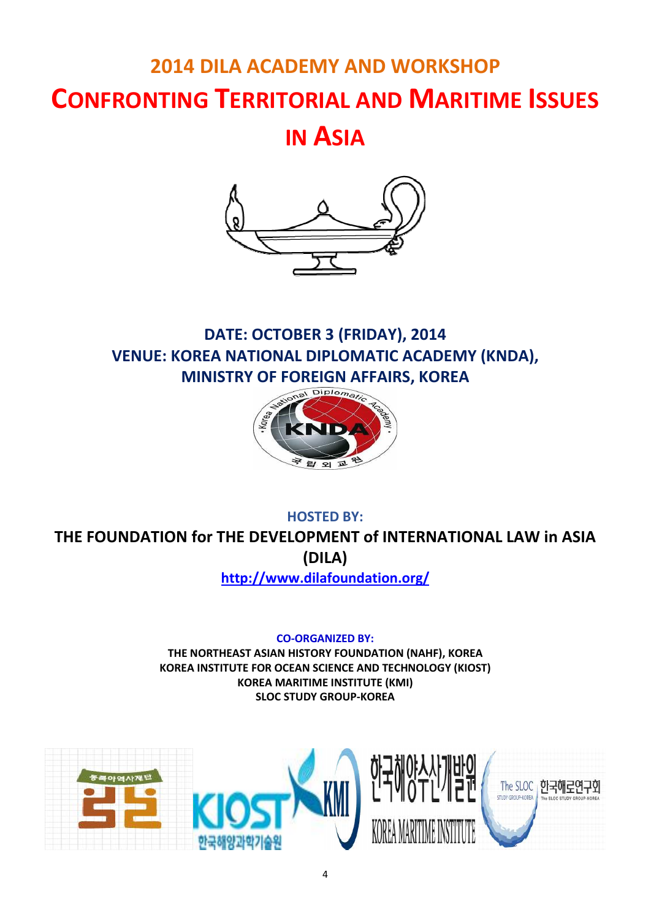# 2014 DILA ACADEMY AND WORKSHOP

# CONFRONTING TERRITORIAL AND MARITIME ISSUES IN ASIA

**DATE: OCTOBER 3 (FRIDAY), 2014**

**VENUE: KOREA NATIONAL DIPLOMATIC ACADEMY (KNDA), MINISTRY OF FOREIGN AFFAIRS, KOREA**

**HOSTED BY:**

**THE FOUNDATION for THE DEVELOPMENT of INTERNATIONAL LAW in ASIA (DILA)**

**http://www.dilafoundation.org/**

**CO-ORGANIZED BY:**

**THE NORTHEAST ASIAN HISTORY FOUNDATION (NAHF), KOREA**
**KOREA INSTITUTE FOR OCEAN SCIENCE AND TECHNOLOGY (KIOST)**
**KOREA MARITIME INSTITUTE (KMI)**
**SLOC STUDY GROUP-KOREA**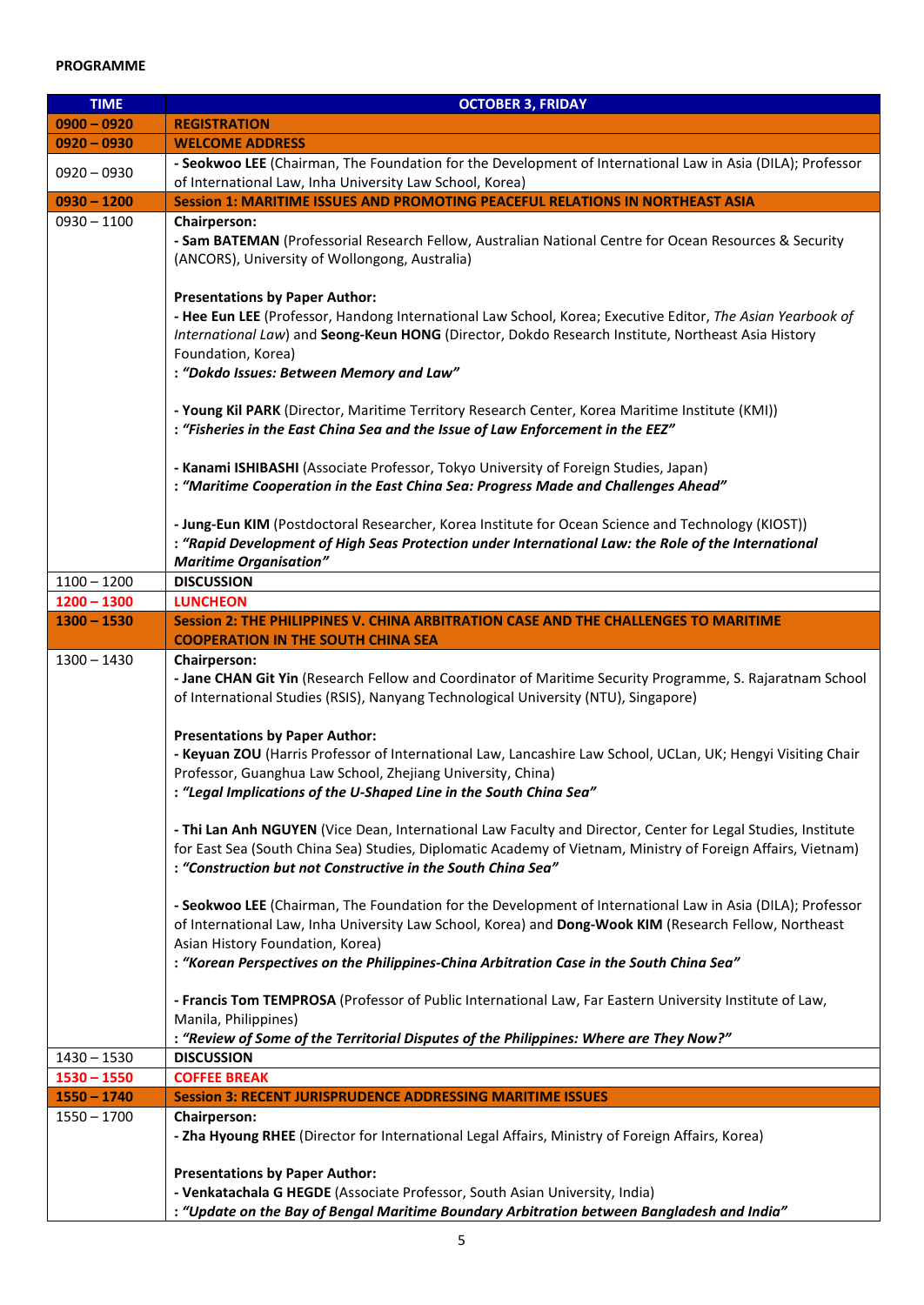**PROGRAMME**

| TIME | OCTOBER 3, FRIDAY |
|---|---|
| **0900 – 0920** | **REGISTRATION** |
| **0920 – 0930** | **WELCOME ADDRESS** |
| 0920 – 0930 | - **Seokwoo LEE** (Chairman, The Foundation for the Development of International Law in Asia (DILA); Professor of International Law, Inha University Law School, Korea) |
| **0930 – 1200** | **Session 1: MARITIME ISSUES AND PROMOTING PEACEFUL RELATIONS IN NORTHEAST ASIA** |
| 0930 – 1100 | **Chairperson:**<br>- **Sam BATEMAN** (Professorial Research Fellow, Australian National Centre for Ocean Resources & Security (ANCORS), University of Wollongong, Australia)<br><br>**Presentations by Paper Author:**<br>- **Hee Eun LEE** (Professor, Handong International Law School, Korea; Executive Editor, *The Asian Yearbook of International Law*) and **Seong-Keun HONG** (Director, Dokdo Research Institute, Northeast Asia History Foundation, Korea)<br>: ***"Dokdo Issues: Between Memory and Law"***<br><br>- **Young Kil PARK** (Director, Maritime Territory Research Center, Korea Maritime Institute (KMI))<br>: ***"Fisheries in the East China Sea and the Issue of Law Enforcement in the EEZ"***<br><br>- **Kanami ISHIBASHI** (Associate Professor, Tokyo University of Foreign Studies, Japan)<br>: ***"Maritime Cooperation in the East China Sea: Progress Made and Challenges Ahead"***<br><br>- **Jung-Eun KIM** (Postdoctoral Researcher, Korea Institute for Ocean Science and Technology (KIOST))<br>: ***"Rapid Development of High Seas Protection under International Law: the Role of the International Maritime Organisation"*** |
| 1100 – 1200 | **DISCUSSION** |
| **1200 – 1300** | **LUNCHEON** |
| **1300 – 1530** | **Session 2: THE PHILIPPINES V. CHINA ARBITRATION CASE AND THE CHALLENGES TO MARITIME COOPERATION IN THE SOUTH CHINA SEA** |
| 1300 – 1430 | **Chairperson:**<br>- **Jane CHAN Git Yin** (Research Fellow and Coordinator of Maritime Security Programme, S. Rajaratnam School of International Studies (RSIS), Nanyang Technological University (NTU), Singapore)<br><br>**Presentations by Paper Author:**<br>- **Keyuan ZOU** (Harris Professor of International Law, Lancashire Law School, UCLan, UK; Hengyi Visiting Chair Professor, Guanghua Law School, Zhejiang University, China)<br>: ***"Legal Implications of the U-Shaped Line in the South China Sea"***<br><br>- **Thi Lan Anh NGUYEN** (Vice Dean, International Law Faculty and Director, Center for Legal Studies, Institute for East Sea (South China Sea) Studies, Diplomatic Academy of Vietnam, Ministry of Foreign Affairs, Vietnam)<br>: ***"Construction but not Constructive in the South China Sea"***<br><br>- **Seokwoo LEE** (Chairman, The Foundation for the Development of International Law in Asia (DILA); Professor of International Law, Inha University Law School, Korea) and **Dong-Wook KIM** (Research Fellow, Northeast Asian History Foundation, Korea)<br>: ***"Korean Perspectives on the Philippines-China Arbitration Case in the South China Sea"***<br><br>- **Francis Tom TEMPROSA** (Professor of Public International Law, Far Eastern University Institute of Law, Manila, Philippines)<br>: ***"Review of Some of the Territorial Disputes of the Philippines: Where are They Now?"*** |
| 1430 – 1530 | **DISCUSSION** |
| **1530 – 1550** | **COFFEE BREAK** |
| **1550 – 1740** | **Session 3: RECENT JURISPRUDENCE ADDRESSING MARITIME ISSUES** |
| 1550 – 1700 | **Chairperson:**<br>- **Zha Hyoung RHEE** (Director for International Legal Affairs, Ministry of Foreign Affairs, Korea)<br><br>**Presentations by Paper Author:**<br>- **Venkatachala G HEGDE** (Associate Professor, South Asian University, India)<br>: ***"Update on the Bay of Bengal Maritime Boundary Arbitration between Bangladesh and India"*** |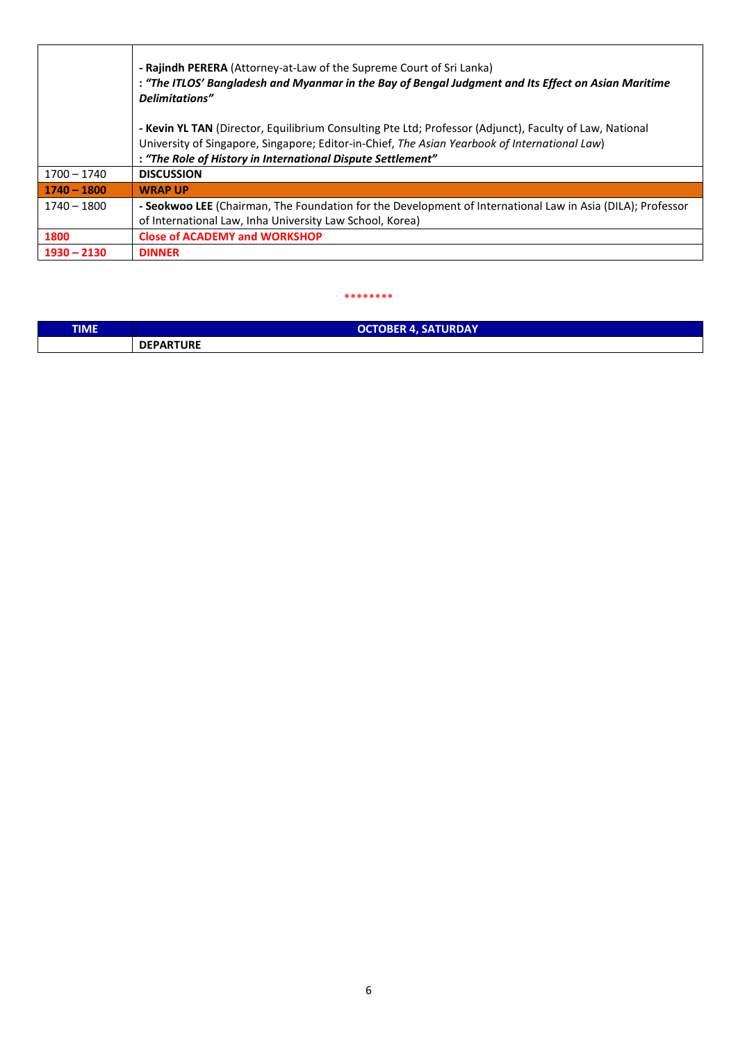| | |
|---|---|
| | **- Rajindh PERERA** (Attorney-at-Law of the Supreme Court of Sri Lanka)<br>**: *"The ITLOS' Bangladesh and Myanmar in the Bay of Bengal Judgment and Its Effect on Asian Maritime Delimitations"***<br><br>**- Kevin YL TAN** (Director, Equilibrium Consulting Pte Ltd; Professor (Adjunct), Faculty of Law, National University of Singapore, Singapore; Editor-in-Chief, *The Asian Yearbook of International Law*)<br>**: *"The Role of History in International Dispute Settlement"*** |
| 1700 – 1740 | **DISCUSSION** |
| **1740 – 1800** | **WRAP UP** |
| 1740 – 1800 | **- Seokwoo LEE** (Chairman, The Foundation for the Development of International Law in Asia (DILA); Professor of International Law, Inha University Law School, Korea) |
| **1800** | **Close of ACADEMY and WORKSHOP** |
| **1930 – 2130** | **DINNER** |

********

| TIME | OCTOBER 4, SATURDAY |
|---|---|
| | **DEPARTURE** |